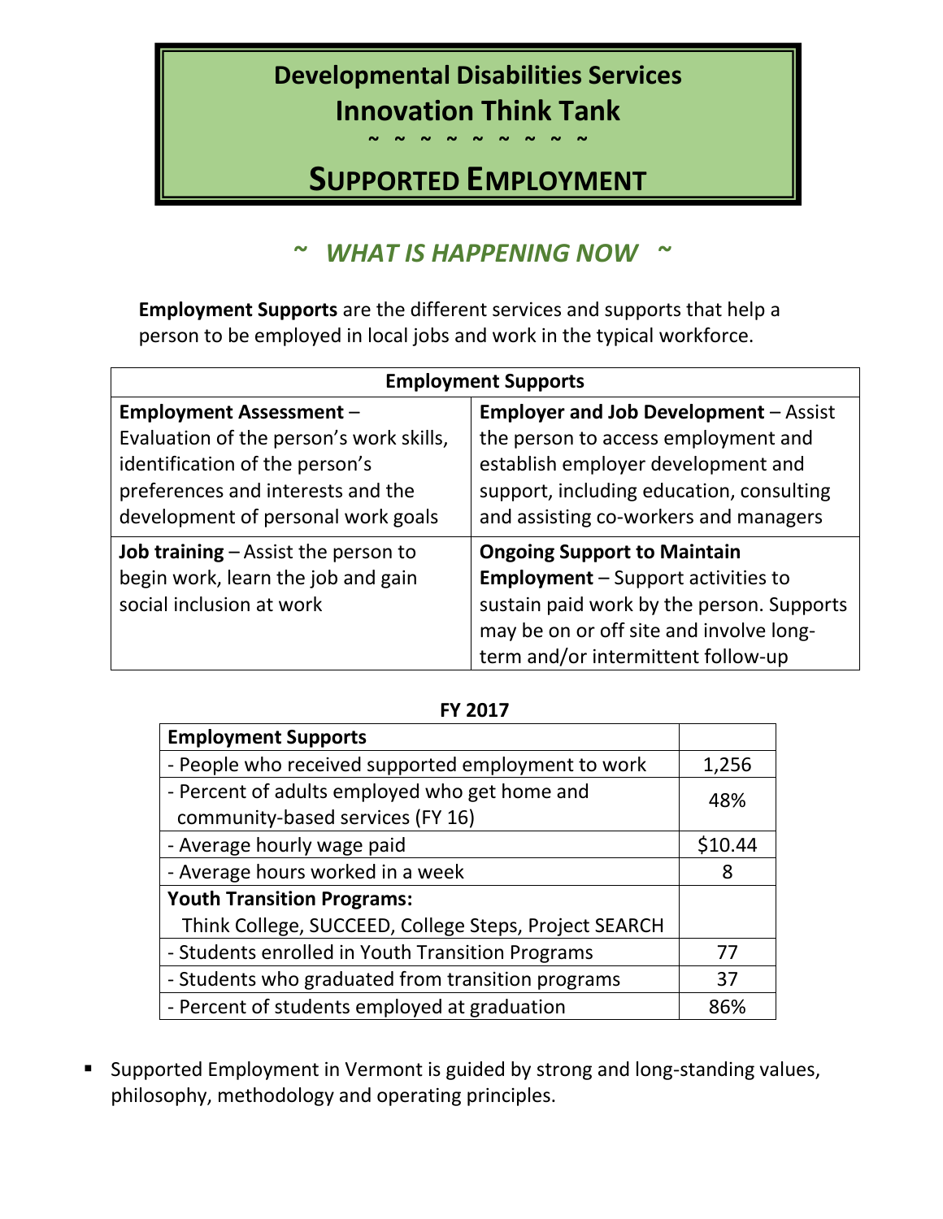# Developmental Disabilities Services
# Innovation Think Tank

~ ~ ~ ~ ~ ~ ~ ~ ~

# SUPPORTED EMPLOYMENT

## *~ WHAT IS HAPPENING NOW ~*

**Employment Supports** are the different services and supports that help a person to be employed in local jobs and work in the typical workforce.

| Employment Supports | |
|---|---|
| **Employment Assessment** – Evaluation of the person's work skills, identification of the person's preferences and interests and the development of personal work goals | **Employer and Job Development** – Assist the person to access employment and establish employer development and support, including education, consulting and assisting co-workers and managers |
| **Job training** – Assist the person to begin work, learn the job and gain social inclusion at work | **Ongoing Support to Maintain Employment** – Support activities to sustain paid work by the person. Supports may be on or off site and involve long-term and/or intermittent follow-up |

**FY 2017**

| **Employment Supports** | |
|---|---|
| - People who received supported employment to work | 1,256 |
| - Percent of adults employed who get home and community-based services (FY 16) | 48% |
| - Average hourly wage paid | $10.44 |
| - Average hours worked in a week | 8 |
| **Youth Transition Programs:** Think College, SUCCEED, College Steps, Project SEARCH | |
| - Students enrolled in Youth Transition Programs | 77 |
| - Students who graduated from transition programs | 37 |
| - Percent of students employed at graduation | 86% |

- Supported Employment in Vermont is guided by strong and long-standing values, philosophy, methodology and operating principles.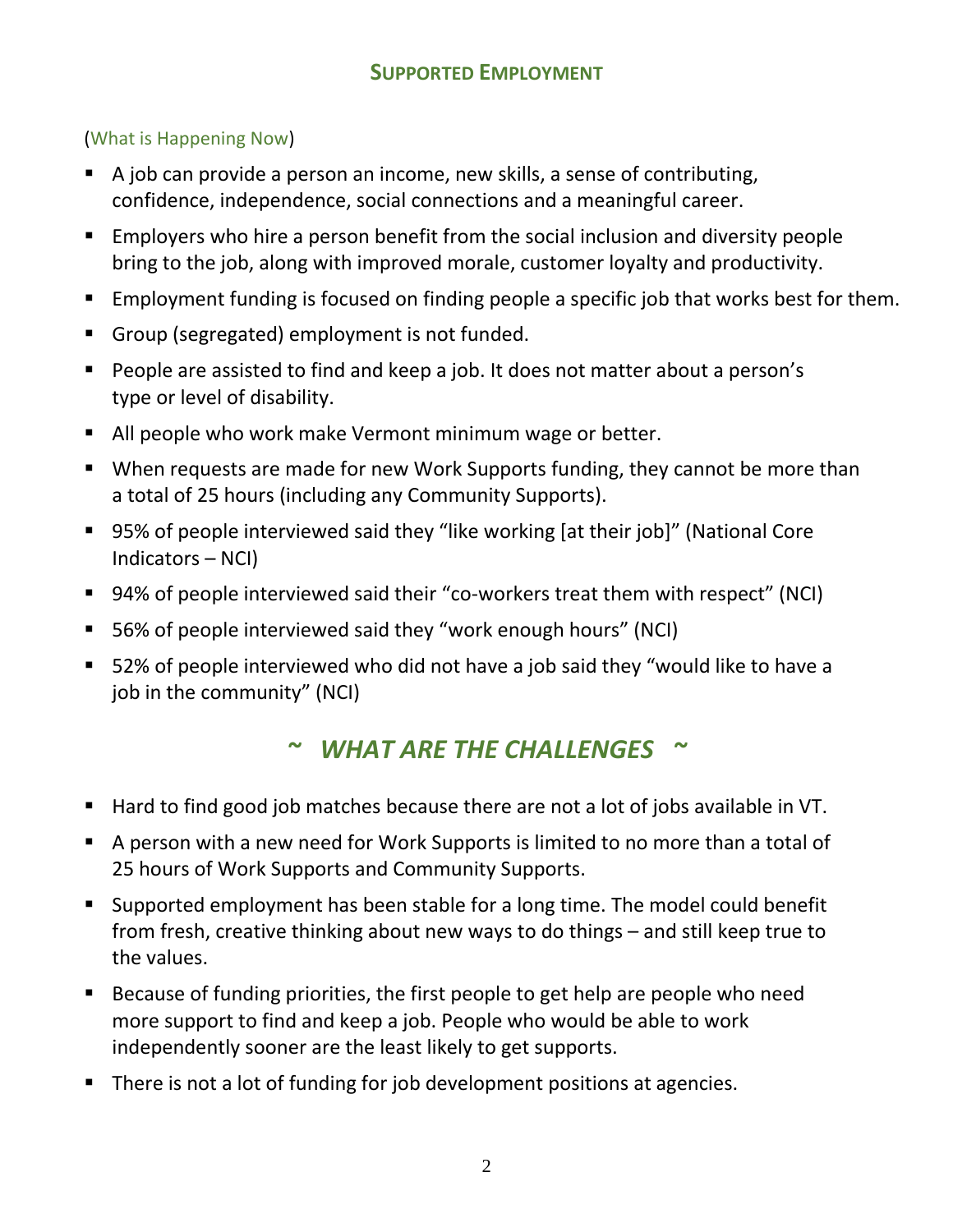## SUPPORTED EMPLOYMENT

(What is Happening Now)

- A job can provide a person an income, new skills, a sense of contributing, confidence, independence, social connections and a meaningful career.
- Employers who hire a person benefit from the social inclusion and diversity people bring to the job, along with improved morale, customer loyalty and productivity.
- Employment funding is focused on finding people a specific job that works best for them.
- Group (segregated) employment is not funded.
- People are assisted to find and keep a job. It does not matter about a person's type or level of disability.
- All people who work make Vermont minimum wage or better.
- When requests are made for new Work Supports funding, they cannot be more than a total of 25 hours (including any Community Supports).
- 95% of people interviewed said they "like working [at their job]" (National Core Indicators – NCI)
- 94% of people interviewed said their "co-workers treat them with respect" (NCI)
- 56% of people interviewed said they "work enough hours" (NCI)
- 52% of people interviewed who did not have a job said they "would like to have a job in the community" (NCI)

## ~ *WHAT ARE THE CHALLENGES* ~

- Hard to find good job matches because there are not a lot of jobs available in VT.
- A person with a new need for Work Supports is limited to no more than a total of 25 hours of Work Supports and Community Supports.
- Supported employment has been stable for a long time. The model could benefit from fresh, creative thinking about new ways to do things – and still keep true to the values.
- Because of funding priorities, the first people to get help are people who need more support to find and keep a job. People who would be able to work independently sooner are the least likely to get supports.
- There is not a lot of funding for job development positions at agencies.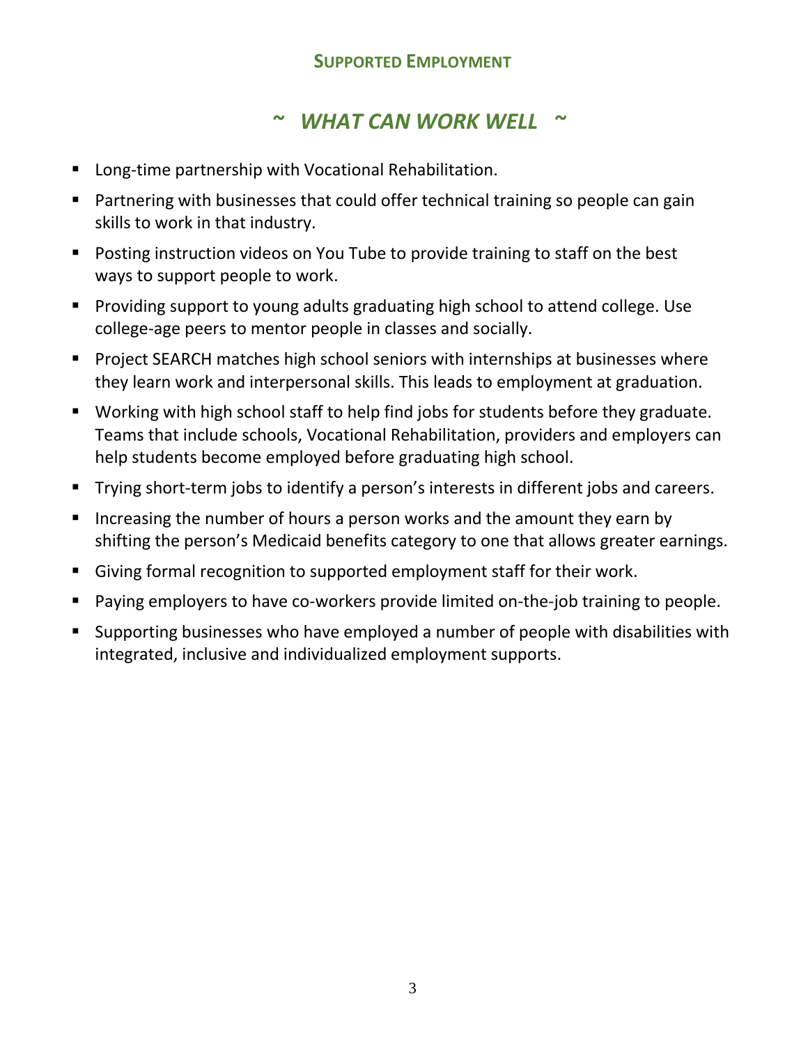## Supported Employment

### *~ What Can Work Well ~*

- Long-time partnership with Vocational Rehabilitation.
- Partnering with businesses that could offer technical training so people can gain skills to work in that industry.
- Posting instruction videos on You Tube to provide training to staff on the best ways to support people to work.
- Providing support to young adults graduating high school to attend college. Use college-age peers to mentor people in classes and socially.
- Project SEARCH matches high school seniors with internships at businesses where they learn work and interpersonal skills. This leads to employment at graduation.
- Working with high school staff to help find jobs for students before they graduate. Teams that include schools, Vocational Rehabilitation, providers and employers can help students become employed before graduating high school.
- Trying short-term jobs to identify a person's interests in different jobs and careers.
- Increasing the number of hours a person works and the amount they earn by shifting the person's Medicaid benefits category to one that allows greater earnings.
- Giving formal recognition to supported employment staff for their work.
- Paying employers to have co-workers provide limited on-the-job training to people.
- Supporting businesses who have employed a number of people with disabilities with integrated, inclusive and individualized employment supports.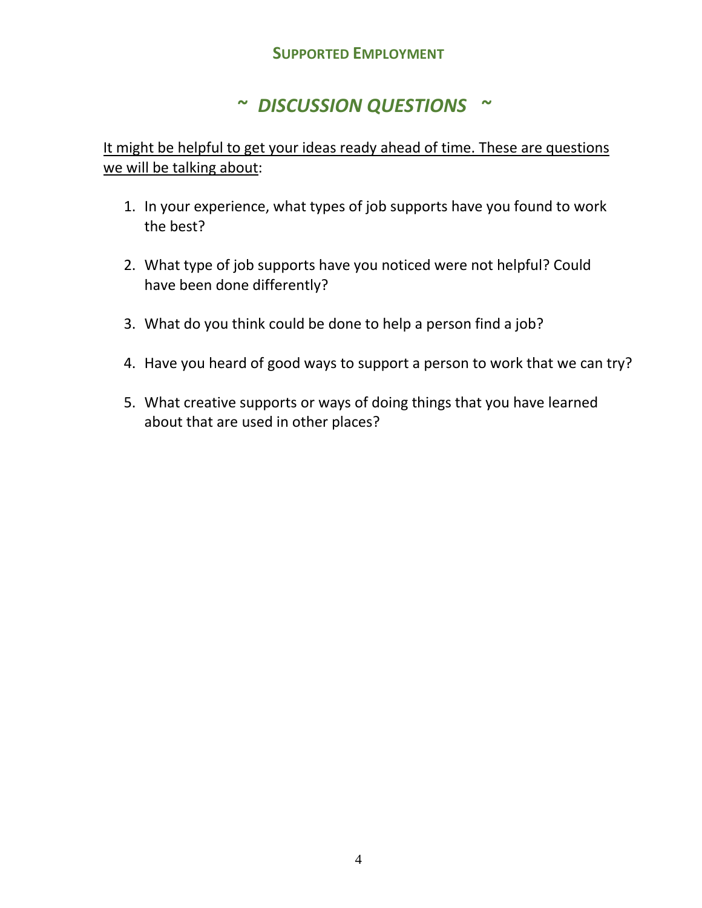# Supported Employment

## ~ *DISCUSSION QUESTIONS* ~

<u>It might be helpful to get your ideas ready ahead of time. These are questions we will be talking about</u>:

1. In your experience, what types of job supports have you found to work the best?

2. What type of job supports have you noticed were not helpful? Could have been done differently?

3. What do you think could be done to help a person find a job?

4. Have you heard of good ways to support a person to work that we can try?

5. What creative supports or ways of doing things that you have learned about that are used in other places?